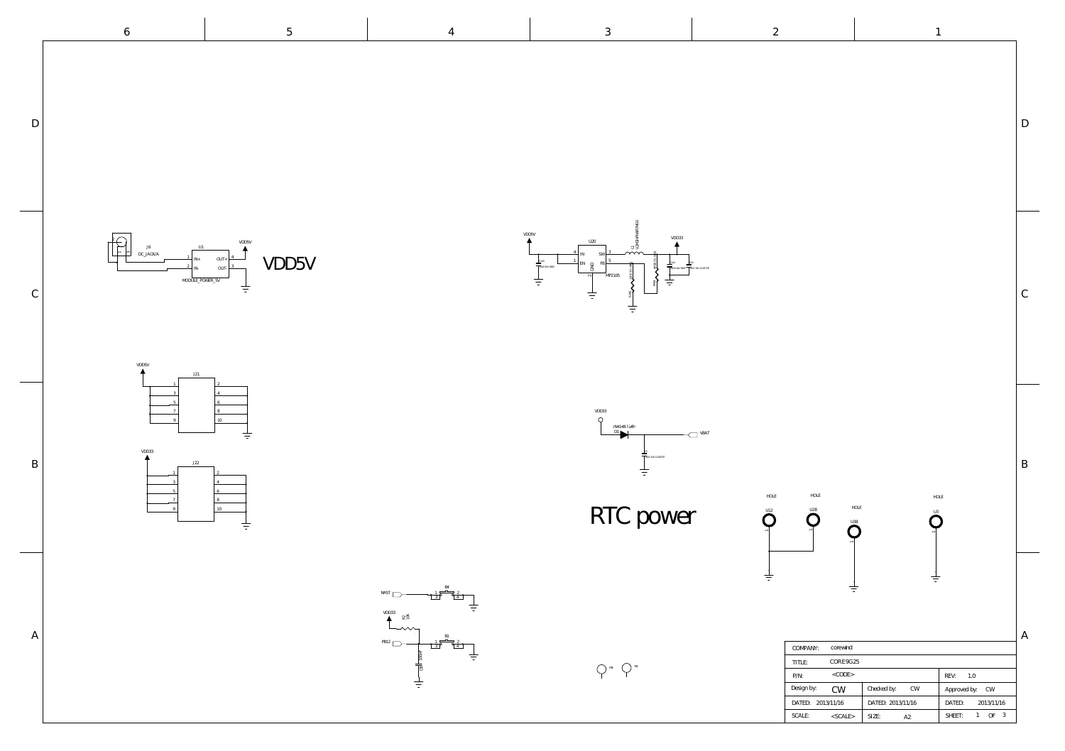VDD5V

RTC power

| COMPANY: | corewind | | | |
|---|---|---|---|---|
| TITLE: | CORE9G25 | | | |
| P/N: | <CODE> | | REV: | 1.0 |
| Design by: CW | Checked by: CW | | Approved by: CW | |
| DATED: 2013/11/16 | DATED: 2013/11/16 | | DATED: 2013/11/16 | |
| SCALE: <SCALE> | SIZE: A2 | | SHEET: 1 OF 3 | |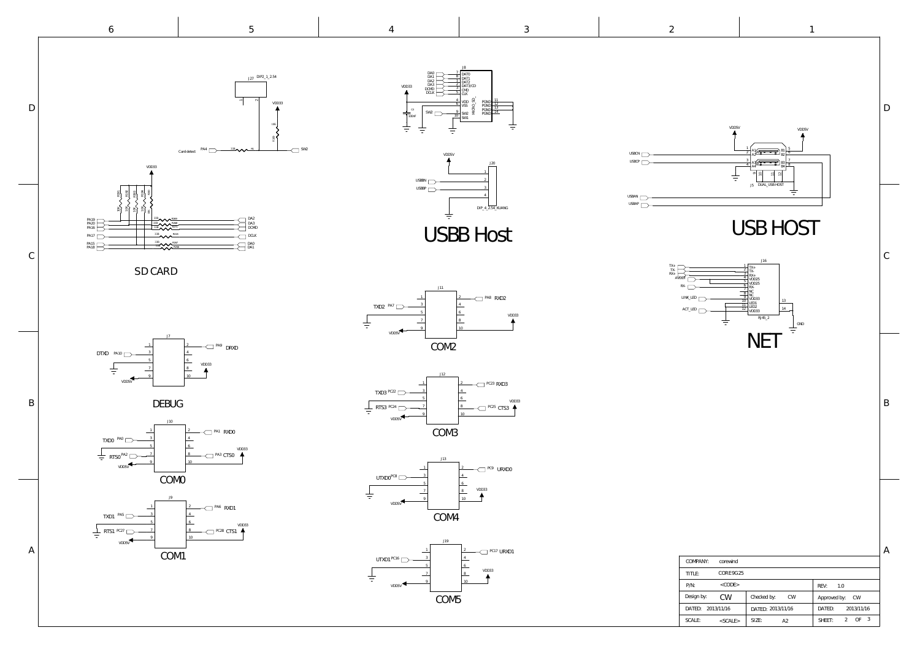## SD CARD

PA19, PA20, PA16, PA17, PA15, PA18 → DA2, DA3, DCMD, DCLK, DA0, DA1

Card detect: PA4 → SW2

J27 DIP2_1_2.54

## USBB Host

J8 MICRO_SD: DAT0, DAT1, DAT2, DAT3/CD, CMD, CLK, VDD, VSS, SW2, SW1, PGND

J20 DIP_4_2.54_KUANG: USBBN, USBBP, VDD5V

## USB HOST

J5 DUAL_USB-HOST: USBCN, USBCP, USBAN, USBAP, VDD5V

## NET

J16 RJ45_2: TX+, TX-, RX+, AVDDT, RX-, LINK_LED, ACT_LED, VDD25, VDD33, GND

## DEBUG

J7: DTXD PA10, DRXD PA9, VDD33, VDD5V

## COM0

J10: TXD0 PA0, RXD0 PA1, RTS0 PA2, CTS0 PA3, VDD33, VDD5V

## COM1

J9: TXD1 PA5, RXD1 PA6, RTS1 PC27, CTS1 PC28, VDD33, VDD5V

## COM2

J11: TXD2 PA7, RXD2 PA8, VDD33, VDD5V

## COM3

J12: TXD3 PC22, RXD3 PC23, RTS3 PC24, CTS3 PC25, VDD33, VDD5V

## COM4

J13: UTXD0 PC8, URXD0 PC9, VDD33, VDD5V

## COM5

J19: UTXD1 PC16, URXD1 PC17, VDD33, VDD5V

| COMPANY: | corewind | | |
|---|---|---|---|
| TITLE: | CORE9G25 | | |
| P/N: | <CODE> | | REV: 1.0 |
| Design by: CW | Checked by: CW | | Approved by: CW |
| DATED: 2013/11/16 | DATED: 2013/11/16 | | DATED: 2013/11/16 |
| SCALE: <SCALE> | SIZE: A2 | | SHEET: 2 OF 3 |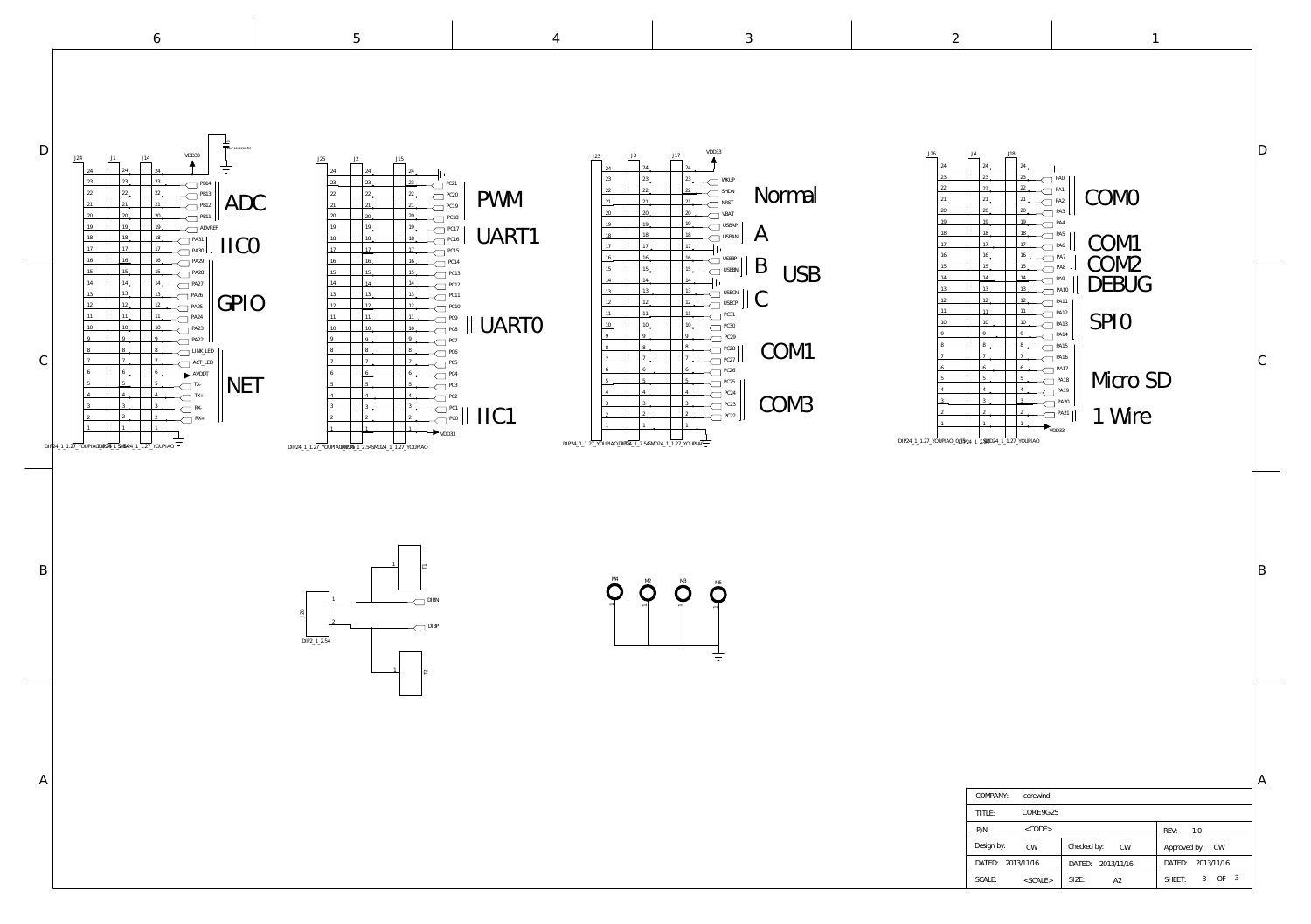ADC

IIC0

GPIO

NET

PWM

UART1

UART0

IIC1

Normal

A

B

USB

C

COM1

COM3

COM0

COM1

COM2

DEBUG

SPI0

Micro SD

1 Wire

J24 J1 J14 VDD33

PB14 PB13 PB12 PB11 ADVREF PA31 PA30 PA29 PA28 PA27 PA26 PA25 PA24 PA23 PA22 LINK_LED ACT_LED AVDDT TX- TX+ RX- RX+

J25 J2 J15

PC21 PC20 PC19 PC18 PC17 PC16 PC15 PC14 PC13 PC12 PC11 PC10 PC9 PC8 PC7 PC6 PC5 PC4 PC3 PC2 PC1 PC0 VDD33

J23 J3 J17 VDD33

WKUP SHDN NRST VBAT USBAP USBAN USBBP USBBN USBCN USBCP PC31 PC30 PC29 PC28 PC27 PC26 PC25 PC24 PC23 PC22

J26 J4 J18

PA0 PA1 PA2 PA3 PA4 PA5 PA6 PA7 PA8 PA9 PA10 PA11 PA12 PA13 PA14 PA15 PA16 PA17 PA18 PA19 PA20 PA21 VDD33

DIP24_1_1.27_YOUPIAO

J28 DIP2_1_2.54

T1 T2

DIBN DIBP

M4 M2 M3 M5

| | | | |
|---|---|---|---|
| COMPANY: corewind | | | |
| TITLE: CORE9G25 | | | |
| P/N: <CODE> | | | REV: 1.0 |
| Design by: CW | Checked by: CW | | Approved by: CW |
| DATED: 2013/11/16 | DATED: 2013/11/16 | | DATED: 2013/11/16 |
| SCALE: <SCALE> | SIZE: A2 | | SHEET: 3 OF 3 |